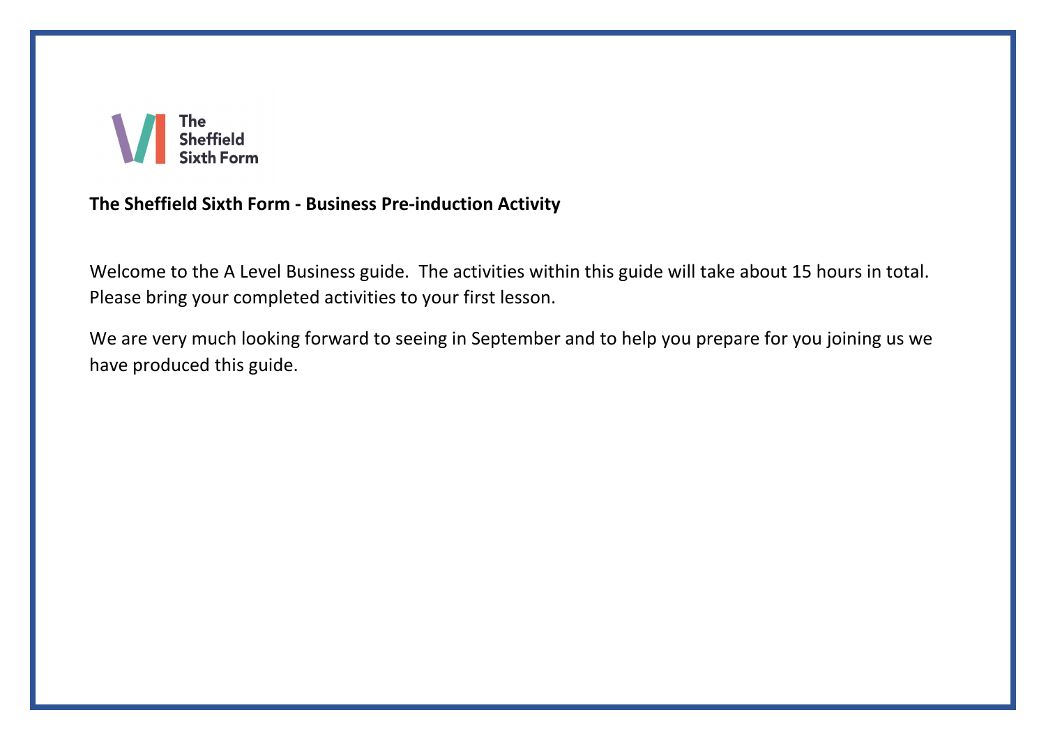**The Sheffield Sixth Form - Business Pre-induction Activity**

Welcome to the A Level Business guide. The activities within this guide will take about 15 hours in total. Please bring your completed activities to your first lesson.

We are very much looking forward to seeing in September and to help you prepare for you joining us we have produced this guide.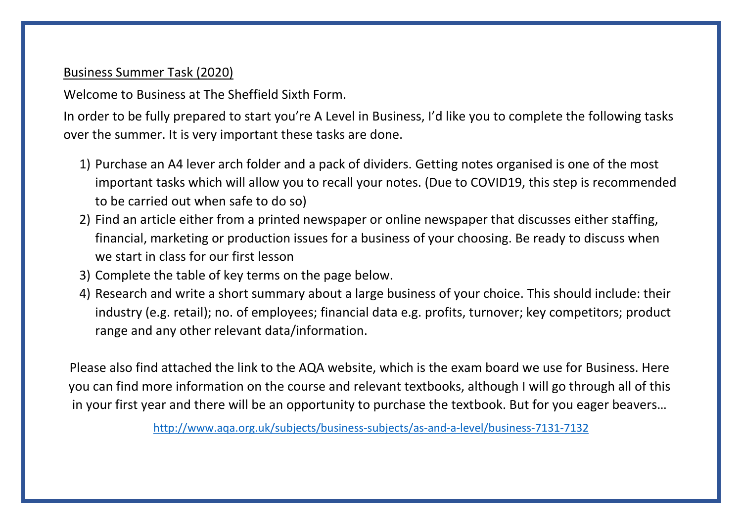<u>Business Summer Task (2020)</u>

Welcome to Business at The Sheffield Sixth Form.

In order to be fully prepared to start you're A Level in Business, I'd like you to complete the following tasks over the summer. It is very important these tasks are done.

1) Purchase an A4 lever arch folder and a pack of dividers. Getting notes organised is one of the most important tasks which will allow you to recall your notes. (Due to COVID19, this step is recommended to be carried out when safe to do so)
2) Find an article either from a printed newspaper or online newspaper that discusses either staffing, financial, marketing or production issues for a business of your choosing. Be ready to discuss when we start in class for our first lesson
3) Complete the table of key terms on the page below.
4) Research and write a short summary about a large business of your choice. This should include: their industry (e.g. retail); no. of employees; financial data e.g. profits, turnover; key competitors; product range and any other relevant data/information.

Please also find attached the link to the AQA website, which is the exam board we use for Business. Here you can find more information on the course and relevant textbooks, although I will go through all of this in your first year and there will be an opportunity to purchase the textbook. But for you eager beavers…

http://www.aqa.org.uk/subjects/business-subjects/as-and-a-level/business-7131-7132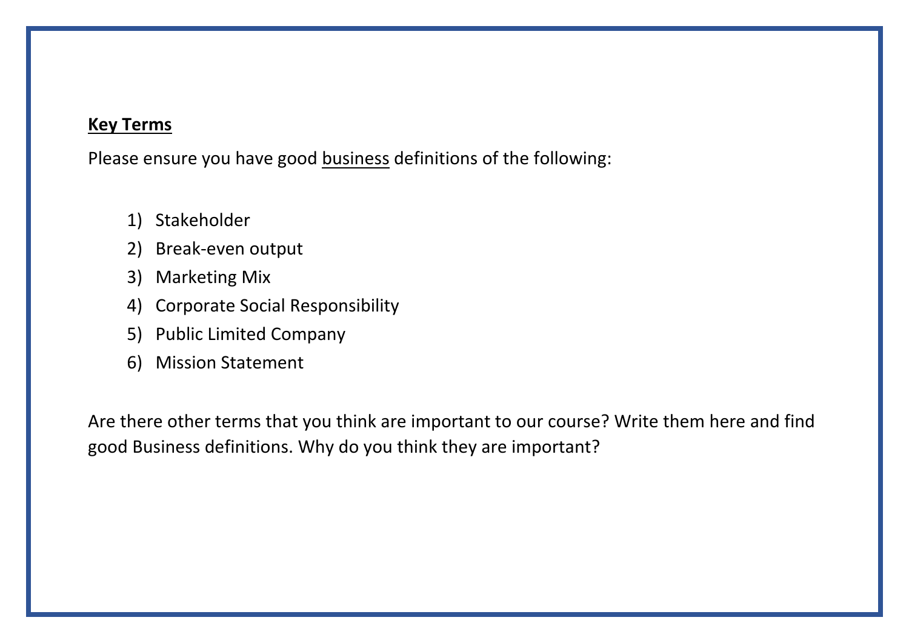**Key Terms**

Please ensure you have good business definitions of the following:

1) Stakeholder
2) Break-even output
3) Marketing Mix
4) Corporate Social Responsibility
5) Public Limited Company
6) Mission Statement

Are there other terms that you think are important to our course? Write them here and find good Business definitions. Why do you think they are important?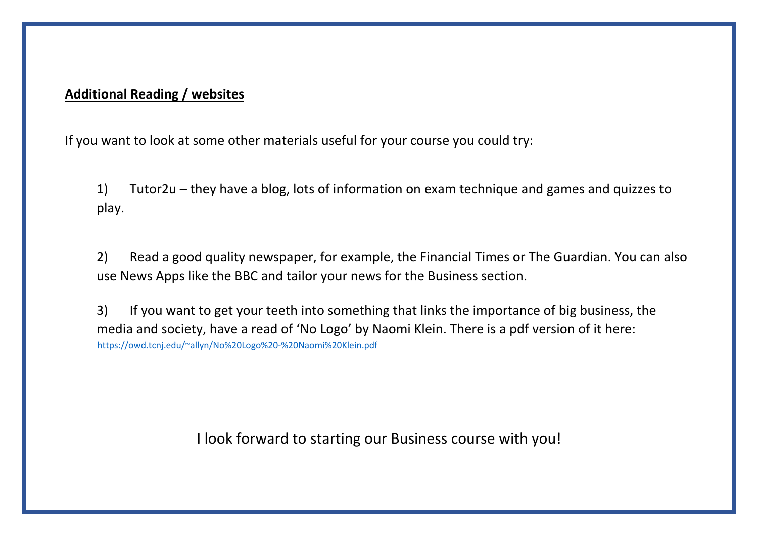**Additional Reading / websites**

If you want to look at some other materials useful for your course you could try:

1) Tutor2u – they have a blog, lots of information on exam technique and games and quizzes to play.

2) Read a good quality newspaper, for example, the Financial Times or The Guardian. You can also use News Apps like the BBC and tailor your news for the Business section.

3) If you want to get your teeth into something that links the importance of big business, the media and society, have a read of 'No Logo' by Naomi Klein. There is a pdf version of it here: https://owd.tcnj.edu/~allyn/No%20Logo%20-%20Naomi%20Klein.pdf

I look forward to starting our Business course with you!